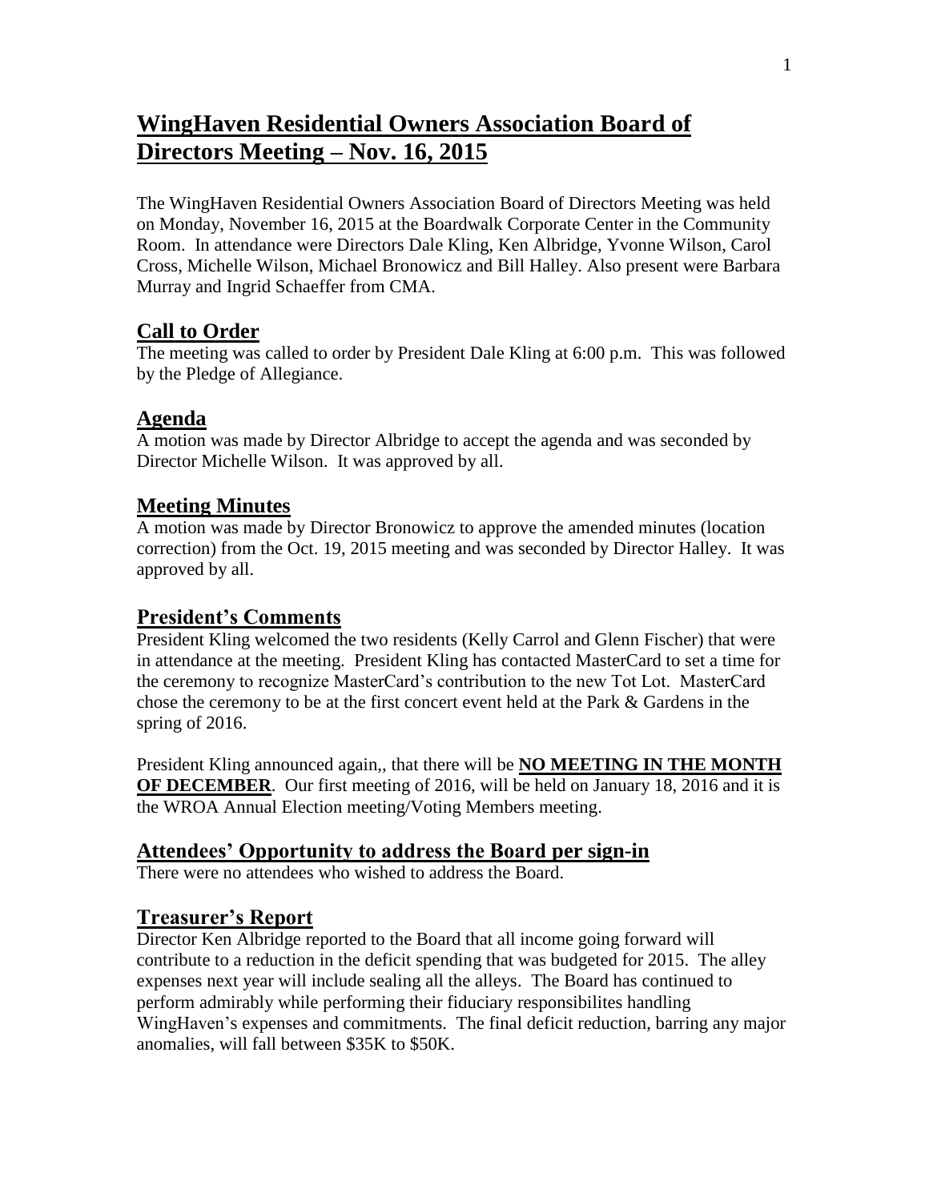# WingHaven Residential Owners Association Board of Directors Meeting – Nov. 16, 2015

The WingHaven Residential Owners Association Board of Directors Meeting was held on Monday, November 16, 2015 at the Boardwalk Corporate Center in the Community Room. In attendance were Directors Dale Kling, Ken Albridge, Yvonne Wilson, Carol Cross, Michelle Wilson, Michael Bronowicz and Bill Halley. Also present were Barbara Murray and Ingrid Schaeffer from CMA.

## Call to Order

The meeting was called to order by President Dale Kling at 6:00 p.m. This was followed by the Pledge of Allegiance.

## Agenda

A motion was made by Director Albridge to accept the agenda and was seconded by Director Michelle Wilson. It was approved by all.

## Meeting Minutes

A motion was made by Director Bronowicz to approve the amended minutes (location correction) from the Oct. 19, 2015 meeting and was seconded by Director Halley. It was approved by all.

## President's Comments

President Kling welcomed the two residents (Kelly Carrol and Glenn Fischer) that were in attendance at the meeting. President Kling has contacted MasterCard to set a time for the ceremony to recognize MasterCard's contribution to the new Tot Lot. MasterCard chose the ceremony to be at the first concert event held at the Park & Gardens in the spring of 2016.

President Kling announced again,, that there will be **NO MEETING IN THE MONTH OF DECEMBER**. Our first meeting of 2016, will be held on January 18, 2016 and it is the WROA Annual Election meeting/Voting Members meeting.

## Attendees' Opportunity to address the Board per sign-in

There were no attendees who wished to address the Board.

## Treasurer's Report

Director Ken Albridge reported to the Board that all income going forward will contribute to a reduction in the deficit spending that was budgeted for 2015. The alley expenses next year will include sealing all the alleys. The Board has continued to perform admirably while performing their fiduciary responsibilites handling WingHaven's expenses and commitments. The final deficit reduction, barring any major anomalies, will fall between $35K to $50K.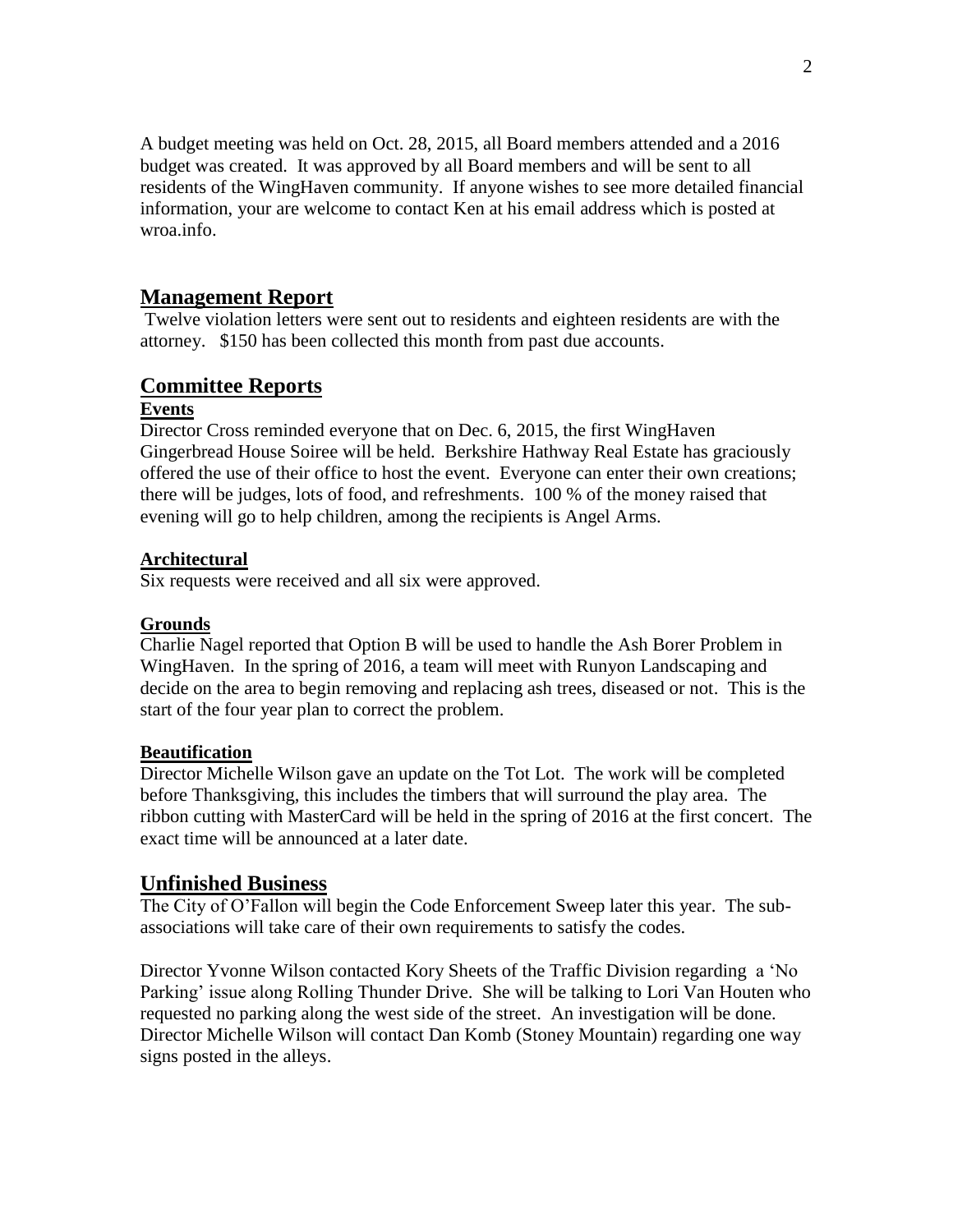A budget meeting was held on Oct. 28, 2015, all Board members attended and a 2016 budget was created. It was approved by all Board members and will be sent to all residents of the WingHaven community. If anyone wishes to see more detailed financial information, your are welcome to contact Ken at his email address which is posted at wroa.info.

## Management Report

Twelve violation letters were sent out to residents and eighteen residents are with the attorney. $150 has been collected this month from past due accounts.

## Committee Reports

### Events

Director Cross reminded everyone that on Dec. 6, 2015, the first WingHaven Gingerbread House Soiree will be held. Berkshire Hathway Real Estate has graciously offered the use of their office to host the event. Everyone can enter their own creations; there will be judges, lots of food, and refreshments. 100 % of the money raised that evening will go to help children, among the recipients is Angel Arms.

### Architectural

Six requests were received and all six were approved.

### Grounds

Charlie Nagel reported that Option B will be used to handle the Ash Borer Problem in WingHaven. In the spring of 2016, a team will meet with Runyon Landscaping and decide on the area to begin removing and replacing ash trees, diseased or not. This is the start of the four year plan to correct the problem.

### Beautification

Director Michelle Wilson gave an update on the Tot Lot. The work will be completed before Thanksgiving, this includes the timbers that will surround the play area. The ribbon cutting with MasterCard will be held in the spring of 2016 at the first concert. The exact time will be announced at a later date.

## Unfinished Business

The City of O'Fallon will begin the Code Enforcement Sweep later this year. The sub-associations will take care of their own requirements to satisfy the codes.

Director Yvonne Wilson contacted Kory Sheets of the Traffic Division regarding a 'No Parking' issue along Rolling Thunder Drive. She will be talking to Lori Van Houten who requested no parking along the west side of the street. An investigation will be done. Director Michelle Wilson will contact Dan Komb (Stoney Mountain) regarding one way signs posted in the alleys.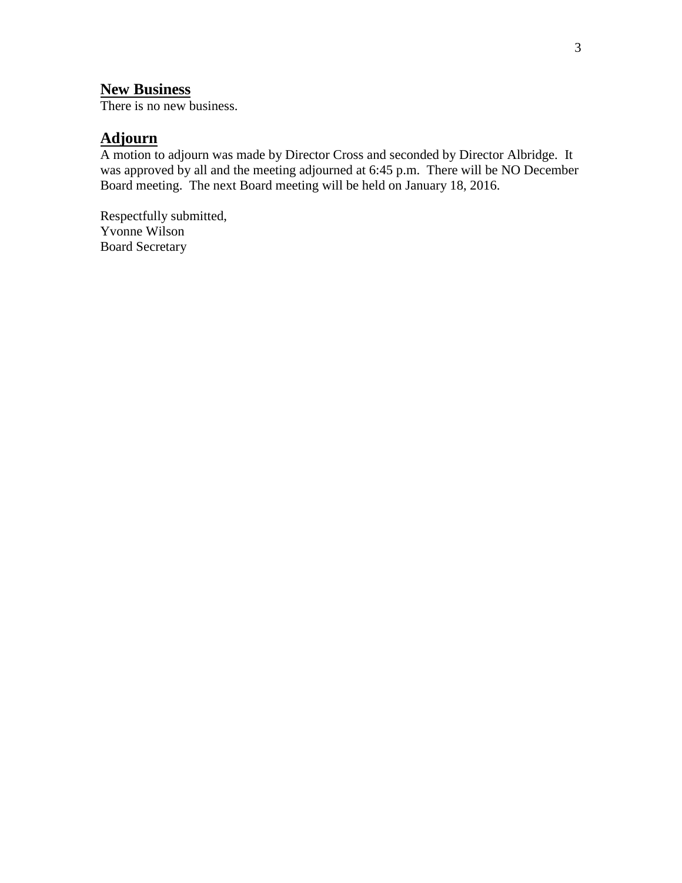## New Business

There is no new business.

## Adjourn

A motion to adjourn was made by Director Cross and seconded by Director Albridge. It was approved by all and the meeting adjourned at 6:45 p.m. There will be NO December Board meeting. The next Board meeting will be held on January 18, 2016.

Respectfully submitted,
Yvonne Wilson
Board Secretary